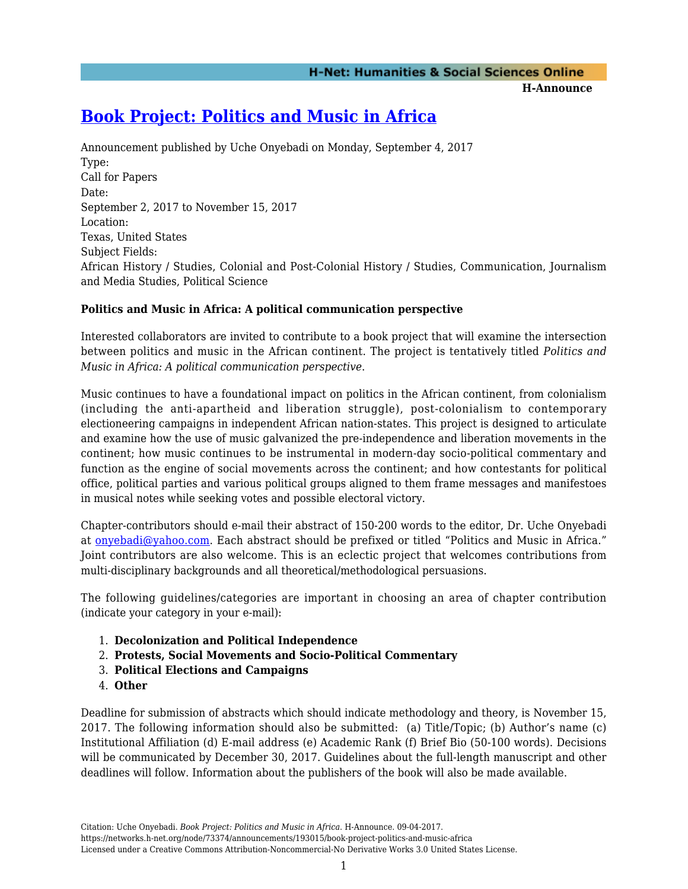# [Book Project: Politics and Music in Africa](https://networks.h-net.org/node/73374/announcements/193015/book-project-politics-and-music-africa)

Announcement published by Uche Onyebadi on Monday, September 4, 2017

Type:
Call for Papers

Date:
September 2, 2017 to November 15, 2017

Location:
Texas, United States

Subject Fields:
African History / Studies, Colonial and Post-Colonial History / Studies, Communication, Journalism and Media Studies, Political Science

**Politics and Music in Africa: A political communication perspective**

Interested collaborators are invited to contribute to a book project that will examine the intersection between politics and music in the African continent. The project is tentatively titled *Politics and Music in Africa: A political communication perspective*.

Music continues to have a foundational impact on politics in the African continent, from colonialism (including the anti-apartheid and liberation struggle), post-colonialism to contemporary electioneering campaigns in independent African nation-states. This project is designed to articulate and examine how the use of music galvanized the pre-independence and liberation movements in the continent; how music continues to be instrumental in modern-day socio-political commentary and function as the engine of social movements across the continent; and how contestants for political office, political parties and various political groups aligned to them frame messages and manifestoes in musical notes while seeking votes and possible electoral victory.

Chapter-contributors should e-mail their abstract of 150-200 words to the editor, Dr. Uche Onyebadi at [onyebadi@yahoo.com](mailto:onyebadi@yahoo.com). Each abstract should be prefixed or titled "Politics and Music in Africa." Joint contributors are also welcome. This is an eclectic project that welcomes contributions from multi-disciplinary backgrounds and all theoretical/methodological persuasions.

The following guidelines/categories are important in choosing an area of chapter contribution (indicate your category in your e-mail):

1. **Decolonization and Political Independence**
2. **Protests, Social Movements and Socio-Political Commentary**
3. **Political Elections and Campaigns**
4. **Other**

Deadline for submission of abstracts which should indicate methodology and theory, is November 15, 2017. The following information should also be submitted: (a) Title/Topic; (b) Author's name (c) Institutional Affiliation (d) E-mail address (e) Academic Rank (f) Brief Bio (50-100 words). Decisions will be communicated by December 30, 2017. Guidelines about the full-length manuscript and other deadlines will follow. Information about the publishers of the book will also be made available.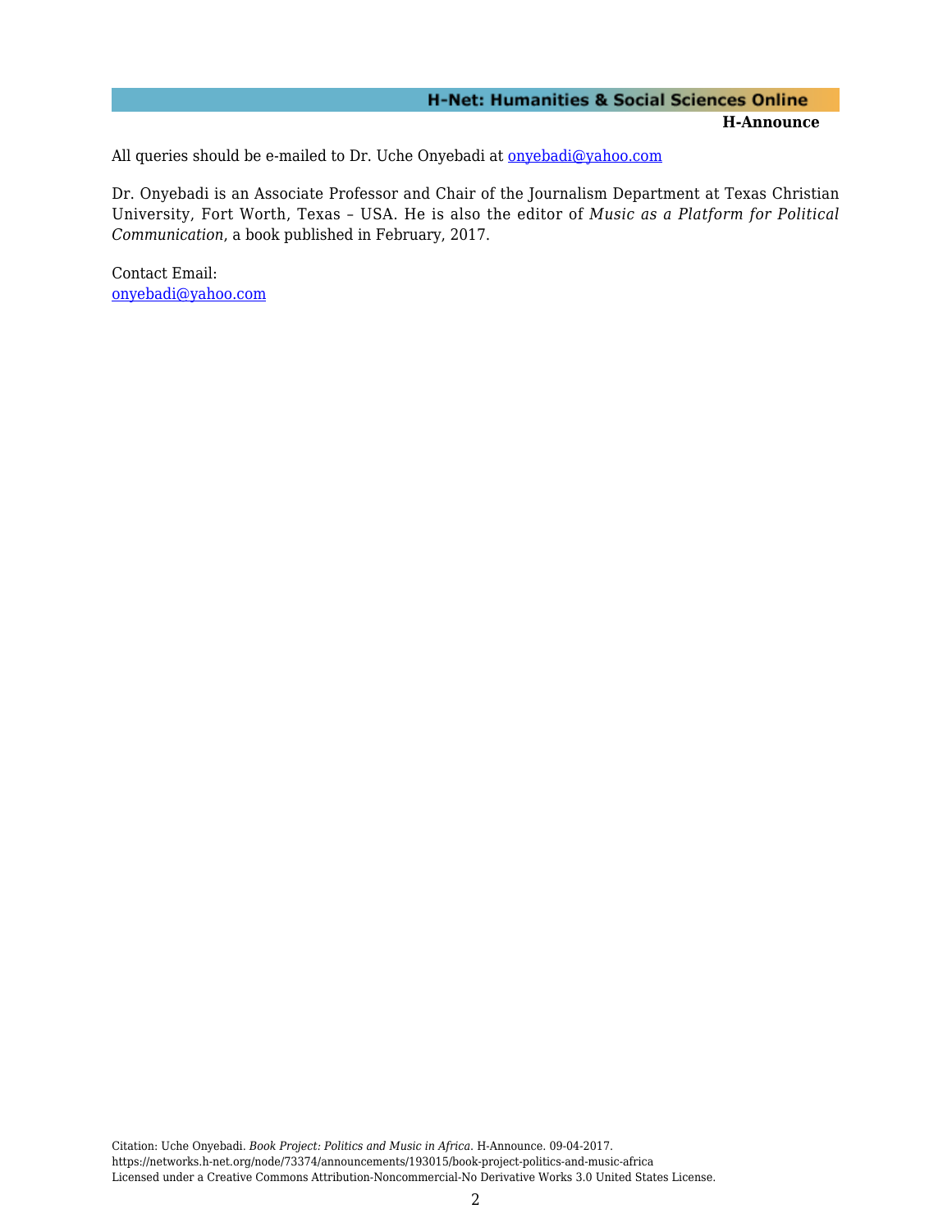All queries should be e-mailed to Dr. Uche Onyebadi at onyebadi@yahoo.com

Dr. Onyebadi is an Associate Professor and Chair of the Journalism Department at Texas Christian University, Fort Worth, Texas – USA. He is also the editor of *Music as a Platform for Political Communication*, a book published in February, 2017.

Contact Email:
onyebadi@yahoo.com